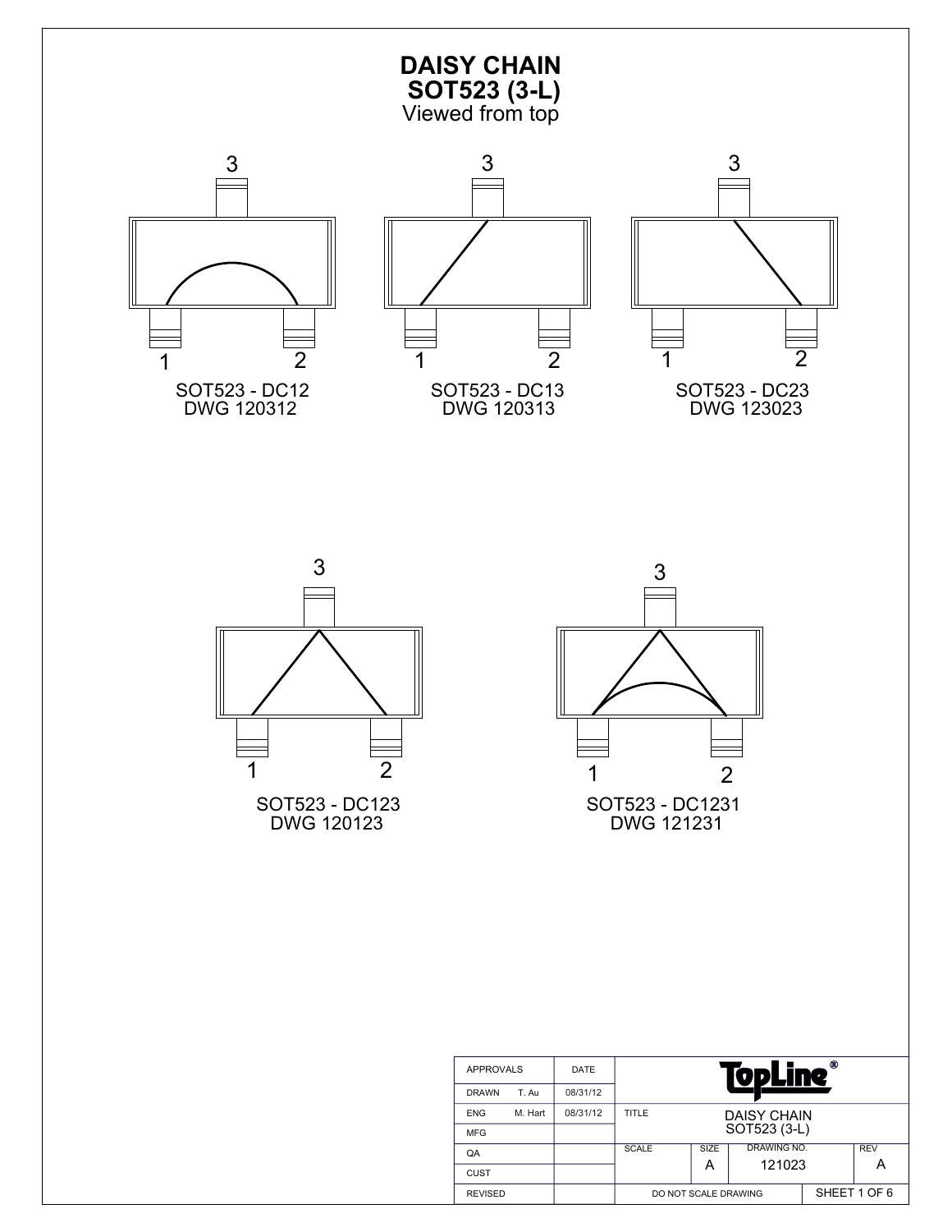# DAISY CHAIN
## SOT523 (3-L)
Viewed from top

3

1 2

SOT523 - DC12
DWG 120312

3

1 2

SOT523 - DC13
DWG 120313

3

1 2

SOT523 - DC23
DWG 123023

3

1 2

SOT523 - DC123
DWG 120123

3

1 2

SOT523 - DC1231
DWG 121231

| APPROVALS | | DATE | TopLine® | | | |
|---|---|---|---|---|---|---|
| DRAWN | T. Au | 08/31/12 | | | | |
| ENG | M. Hart | 08/31/12 | TITLE | DAISY CHAIN SOT523 (3-L) | | |
| MFG | | | | | | |
| QA | | | SCALE | SIZE A | DRAWING NO. 121023 | REV A |
| CUST | | | | | | |
| REVISED | | | DO NOT SCALE DRAWING | | SHEET 1 OF 6 | |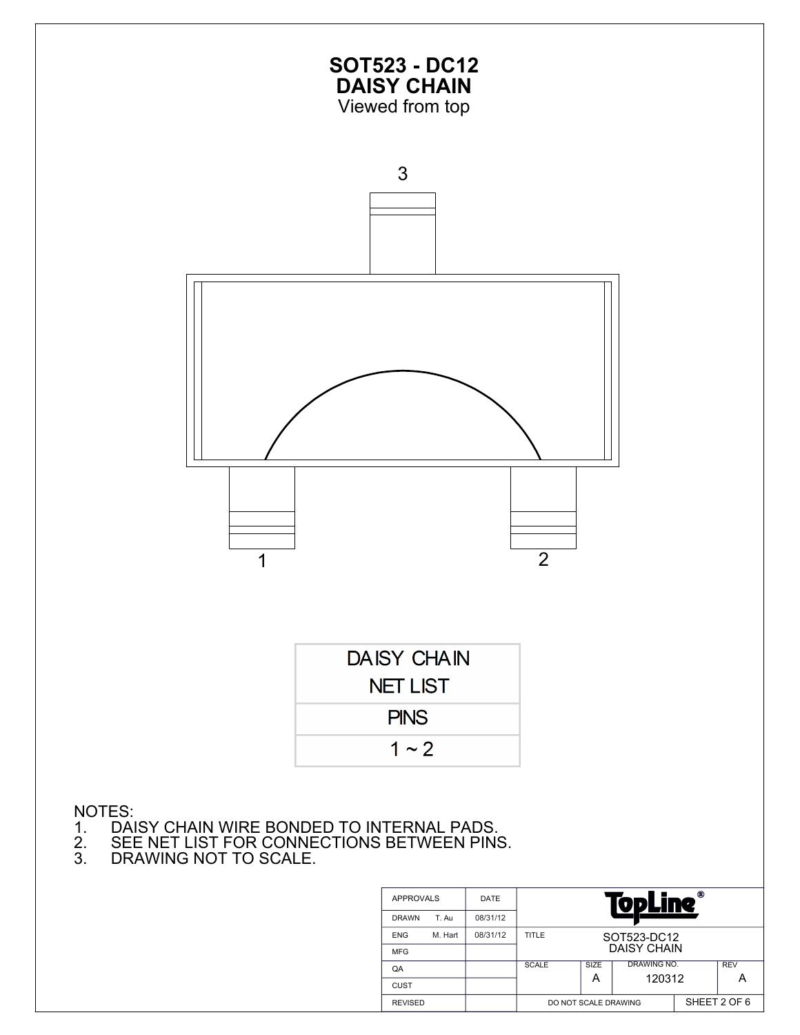# SOT523 - DC12
## DAISY CHAIN
Viewed from top

3

1

2

| DAISY CHAIN NET LIST |
|---|
| PINS |
| 1 ~ 2 |

NOTES:
1. DAISY CHAIN WIRE BONDED TO INTERNAL PADS.
2. SEE NET LIST FOR CONNECTIONS BETWEEN PINS.
3. DRAWING NOT TO SCALE.

| APPROVALS | | DATE | TopLine® | | | |
|---|---|---|---|---|---|---|
| DRAWN | T. Au | 08/31/12 | | | | |
| ENG | M. Hart | 08/31/12 | TITLE | SOT523-DC12 DAISY CHAIN | | |
| MFG | | | | | | |
| QA | | | SCALE | SIZE A | DRAWING NO. 120312 | REV A |
| CUST | | | | | | |
| REVISED | | | DO NOT SCALE DRAWING | | SHEET 2 OF 6 | |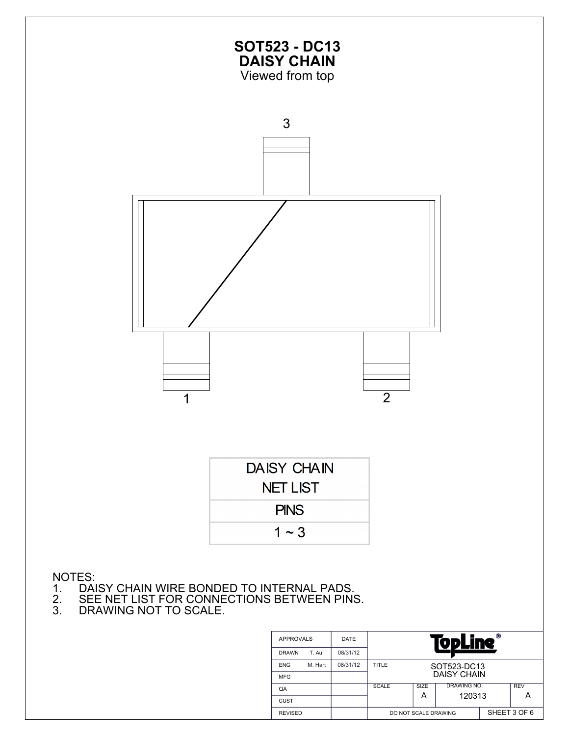# SOT523 - DC13
## DAISY CHAIN
Viewed from top

3

1

2

| DAISY CHAIN NET LIST |
|---|
| PINS |
| 1 ~ 3 |

NOTES:
1. DAISY CHAIN WIRE BONDED TO INTERNAL PADS.
2. SEE NET LIST FOR CONNECTIONS BETWEEN PINS.
3. DRAWING NOT TO SCALE.

| APPROVALS | | DATE | TopLine® | | | |
|---|---|---|---|---|---|---|
| DRAWN | T. Au | 08/31/12 | | | | |
| ENG | M. Hart | 08/31/12 | TITLE | SOT523-DC13 DAISY CHAIN | | |
| MFG | | | | | | |
| QA | | | SCALE | SIZE A | DRAWING NO. 120313 | REV A |
| CUST | | | | | | |
| REVISED | | | DO NOT SCALE DRAWING | | SHEET 3 OF 6 | |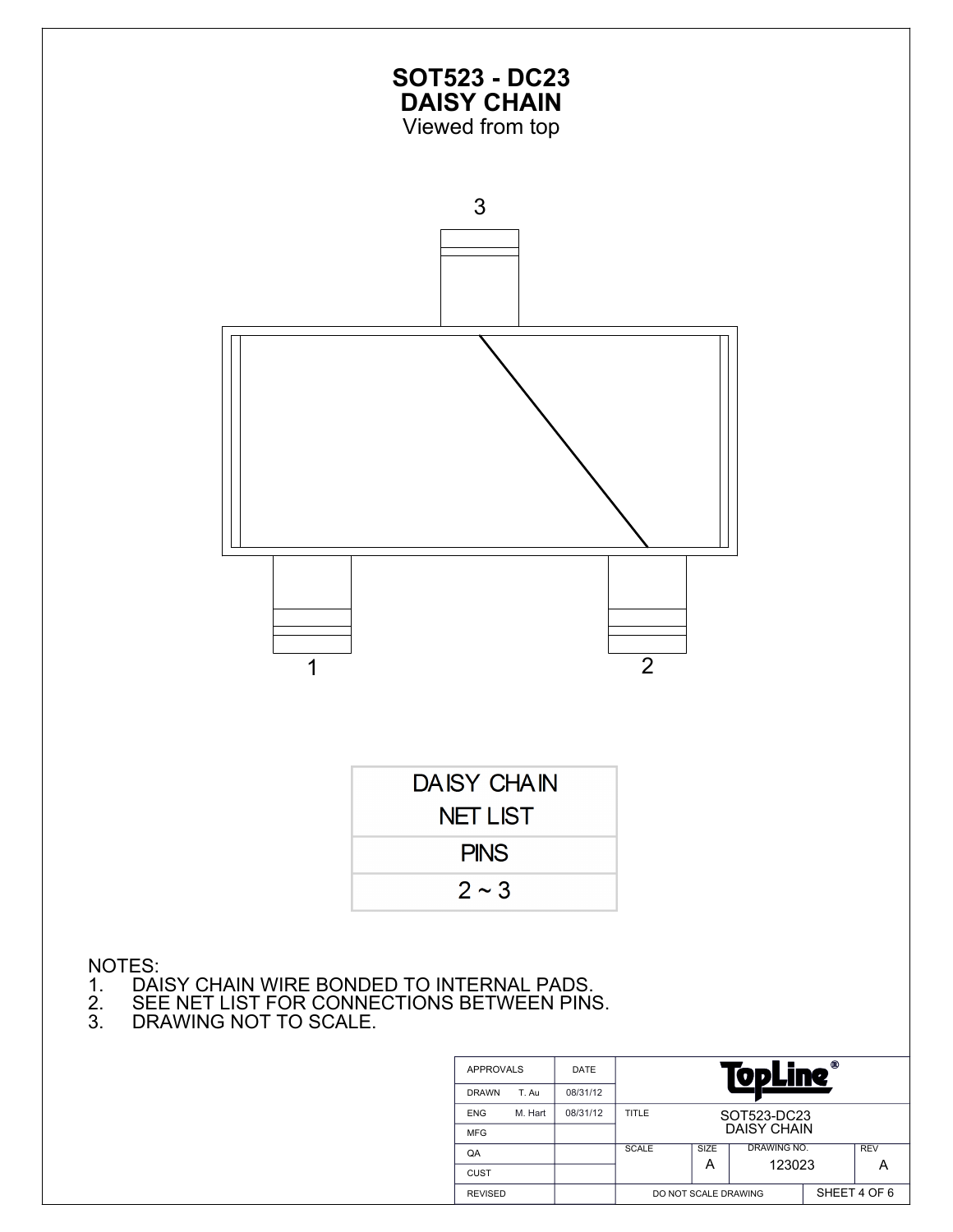# SOT523 - DC23
# DAISY CHAIN
Viewed from top

3

1

2

| DAISY CHAIN NET LIST |
|---|
| PINS |
| 2 ~ 3 |

NOTES:
1. DAISY CHAIN WIRE BONDED TO INTERNAL PADS.
2. SEE NET LIST FOR CONNECTIONS BETWEEN PINS.
3. DRAWING NOT TO SCALE.

| APPROVALS | | DATE | TopLine® | | | |
|---|---|---|---|---|---|---|
| DRAWN | T. Au | 08/31/12 | | | | |
| ENG | M. Hart | 08/31/12 | TITLE | SOT523-DC23 DAISY CHAIN | | |
| MFG | | | | | | |
| QA | | | SCALE | SIZE A | DRAWING NO. 123023 | REV A |
| CUST | | | | | | |
| REVISED | | | DO NOT SCALE DRAWING | | SHEET 4 OF 6 | |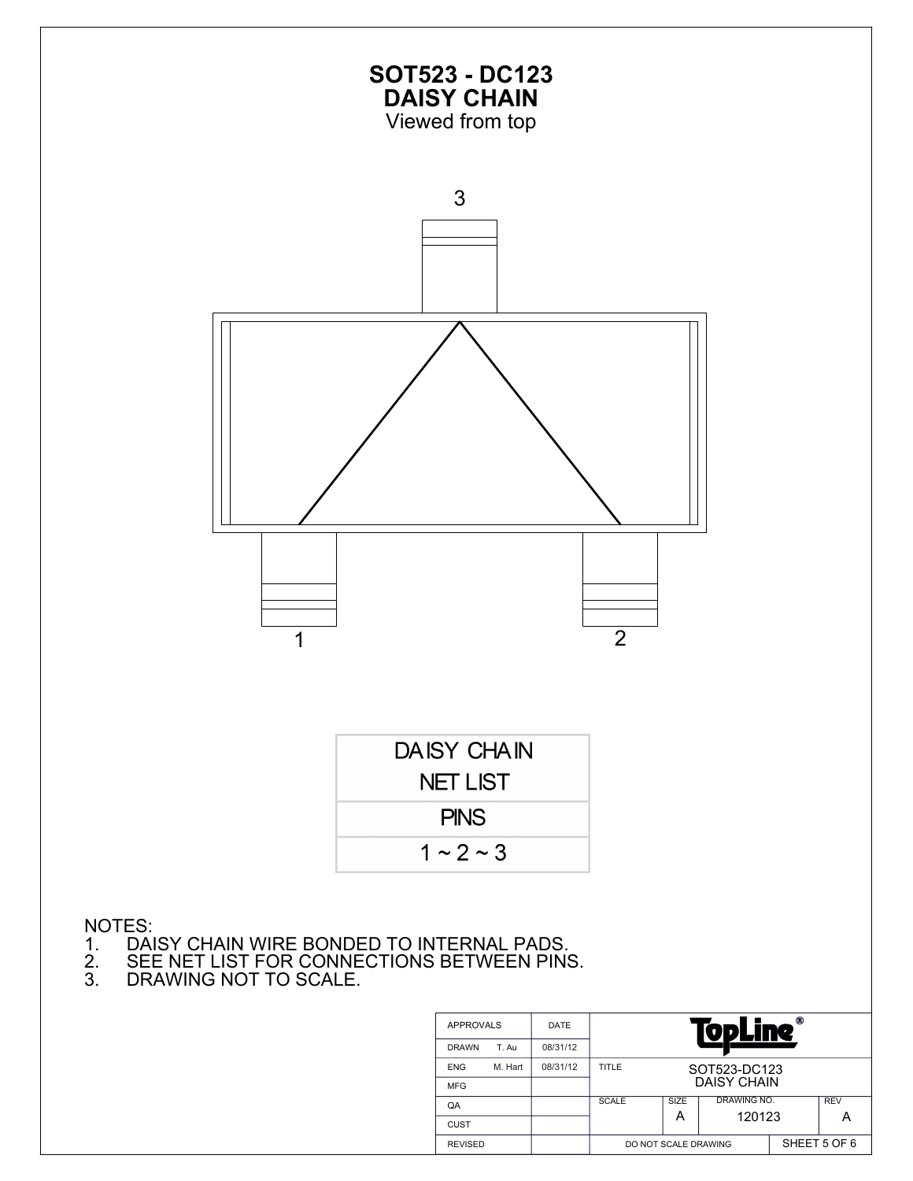# SOT523 - DC123
# DAISY CHAIN

Viewed from top

3

1

2

| DAISY CHAIN NET LIST |
| --- |
| PINS |
| 1 ~ 2 ~ 3 |

NOTES:
1. DAISY CHAIN WIRE BONDED TO INTERNAL PADS.
2. SEE NET LIST FOR CONNECTIONS BETWEEN PINS.
3. DRAWING NOT TO SCALE.

| APPROVALS | | DATE | TopLine® | | | |
| --- | --- | --- | --- | --- | --- | --- |
| DRAWN | T. Au | 08/31/12 | | | | |
| ENG | M. Hart | 08/31/12 | TITLE | SOT523-DC123 DAISY CHAIN | | |
| MFG | | | | | | |
| QA | | | SCALE | SIZE A | DRAWING NO. 120123 | REV A |
| CUST | | | | | | |
| REVISED | | | DO NOT SCALE DRAWING | | SHEET 5 OF 6 | |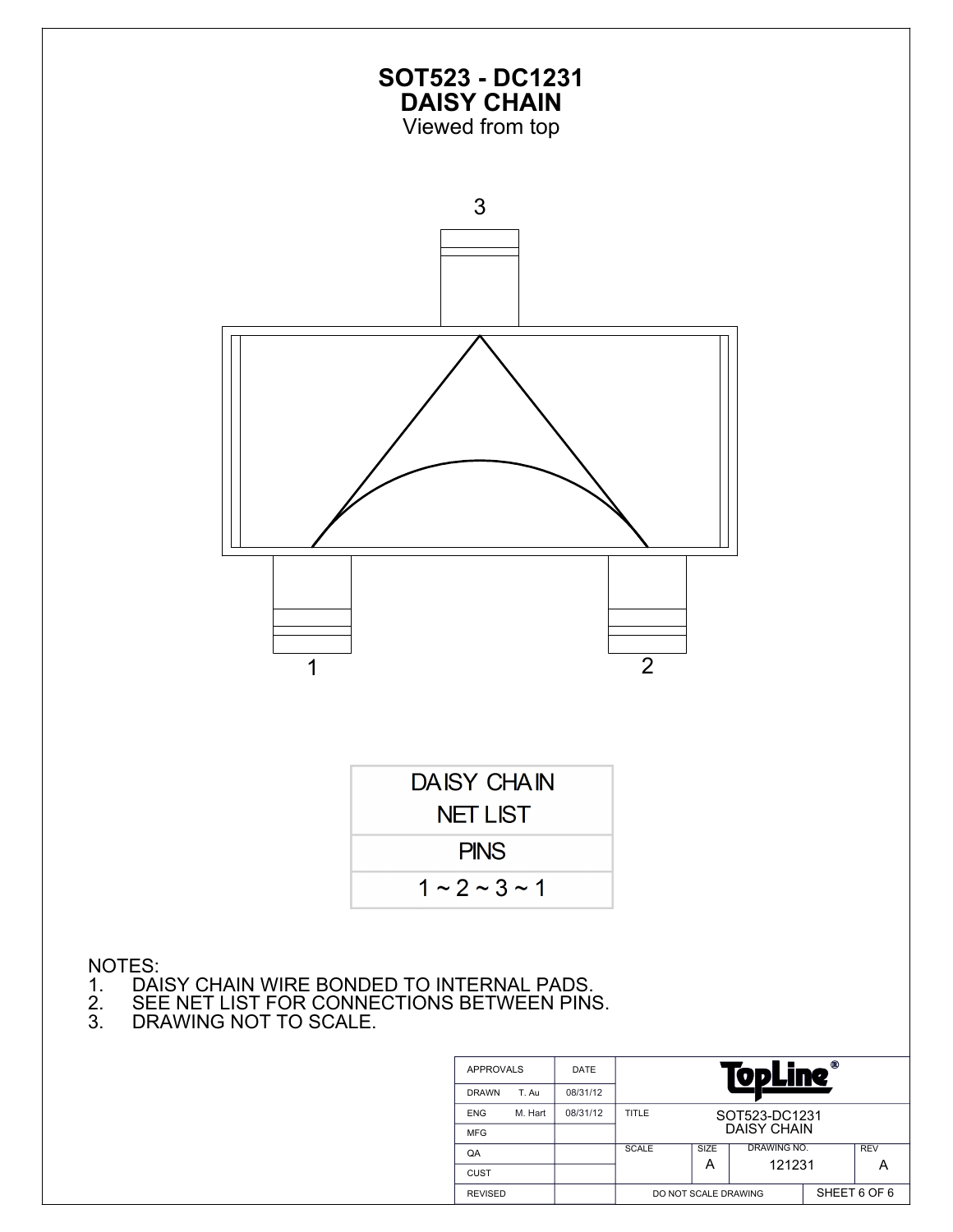# SOT523 - DC1231
# DAISY CHAIN
Viewed from top

3

1

2

| DAISY CHAIN NET LIST |
| --- |
| PINS |
| 1 ~ 2 ~ 3 ~ 1 |

NOTES:
1. DAISY CHAIN WIRE BONDED TO INTERNAL PADS.
2. SEE NET LIST FOR CONNECTIONS BETWEEN PINS.
3. DRAWING NOT TO SCALE.

| APPROVALS | | DATE | TopLine® | | | |
| --- | --- | --- | --- | --- | --- | --- |
| DRAWN | T. Au | 08/31/12 | | | | |
| ENG | M. Hart | 08/31/12 | TITLE | SOT523-DC1231 DAISY CHAIN | | |
| MFG | | | | | | |
| QA | | | SCALE | SIZE A | DRAWING NO. 121231 | REV A |
| CUST | | | | | | |
| REVISED | | | DO NOT SCALE DRAWING | | SHEET 6 OF 6 | |